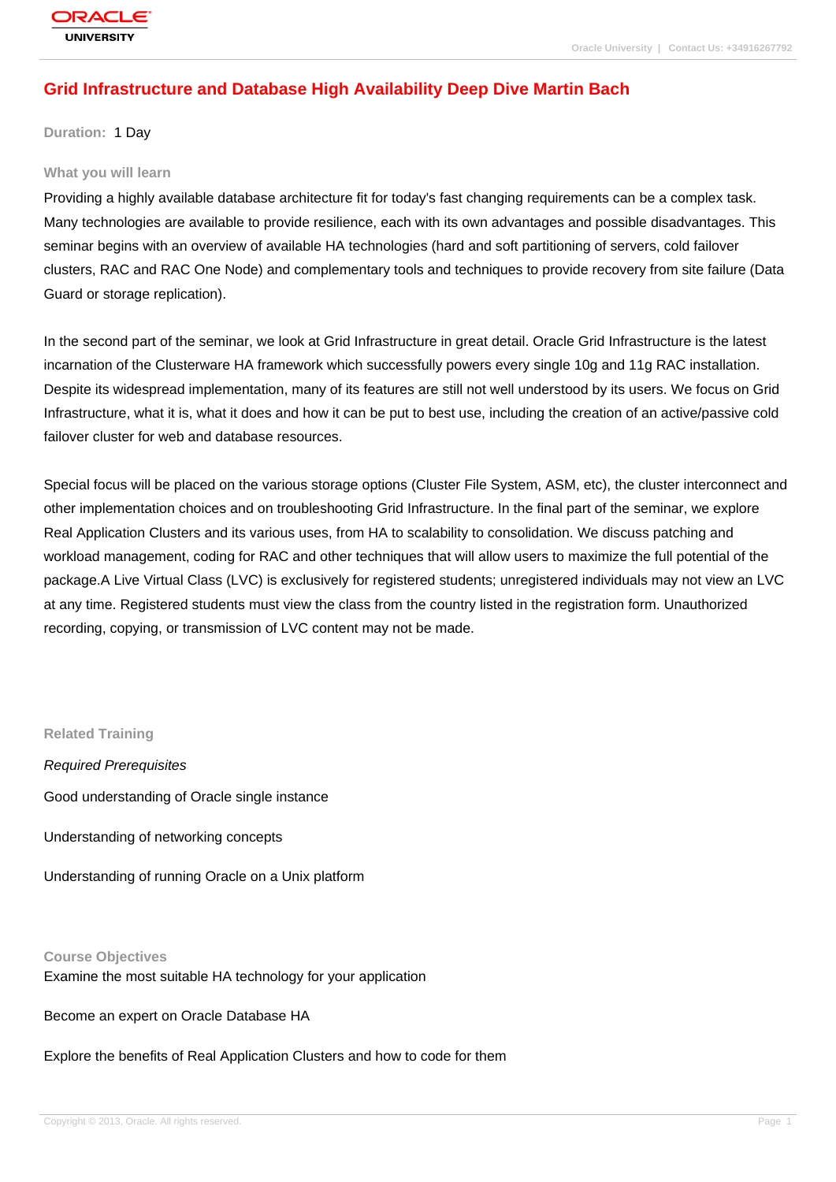# Grid Infrastructure and Database High Availability Deep Dive Martin Bach

**Duration:** 1 Day

## What you will learn

Providing a highly available database architecture fit for today's fast changing requirements can be a complex task. Many technologies are available to provide resilience, each with its own advantages and possible disadvantages. This seminar begins with an overview of available HA technologies (hard and soft partitioning of servers, cold failover clusters, RAC and RAC One Node) and complementary tools and techniques to provide recovery from site failure (Data Guard or storage replication).

In the second part of the seminar, we look at Grid Infrastructure in great detail. Oracle Grid Infrastructure is the latest incarnation of the Clusterware HA framework which successfully powers every single 10g and 11g RAC installation. Despite its widespread implementation, many of its features are still not well understood by its users. We focus on Grid Infrastructure, what it is, what it does and how it can be put to best use, including the creation of an active/passive cold failover cluster for web and database resources.

Special focus will be placed on the various storage options (Cluster File System, ASM, etc), the cluster interconnect and other implementation choices and on troubleshooting Grid Infrastructure. In the final part of the seminar, we explore Real Application Clusters and its various uses, from HA to scalability to consolidation. We discuss patching and workload management, coding for RAC and other techniques that will allow users to maximize the full potential of the package.A Live Virtual Class (LVC) is exclusively for registered students; unregistered individuals may not view an LVC at any time. Registered students must view the class from the country listed in the registration form. Unauthorized recording, copying, or transmission of LVC content may not be made.

## Related Training

*Required Prerequisites*

Good understanding of Oracle single instance

Understanding of networking concepts

Understanding of running Oracle on a Unix platform

## Course Objectives

Examine the most suitable HA technology for your application

Become an expert on Oracle Database HA

Explore the benefits of Real Application Clusters and how to code for them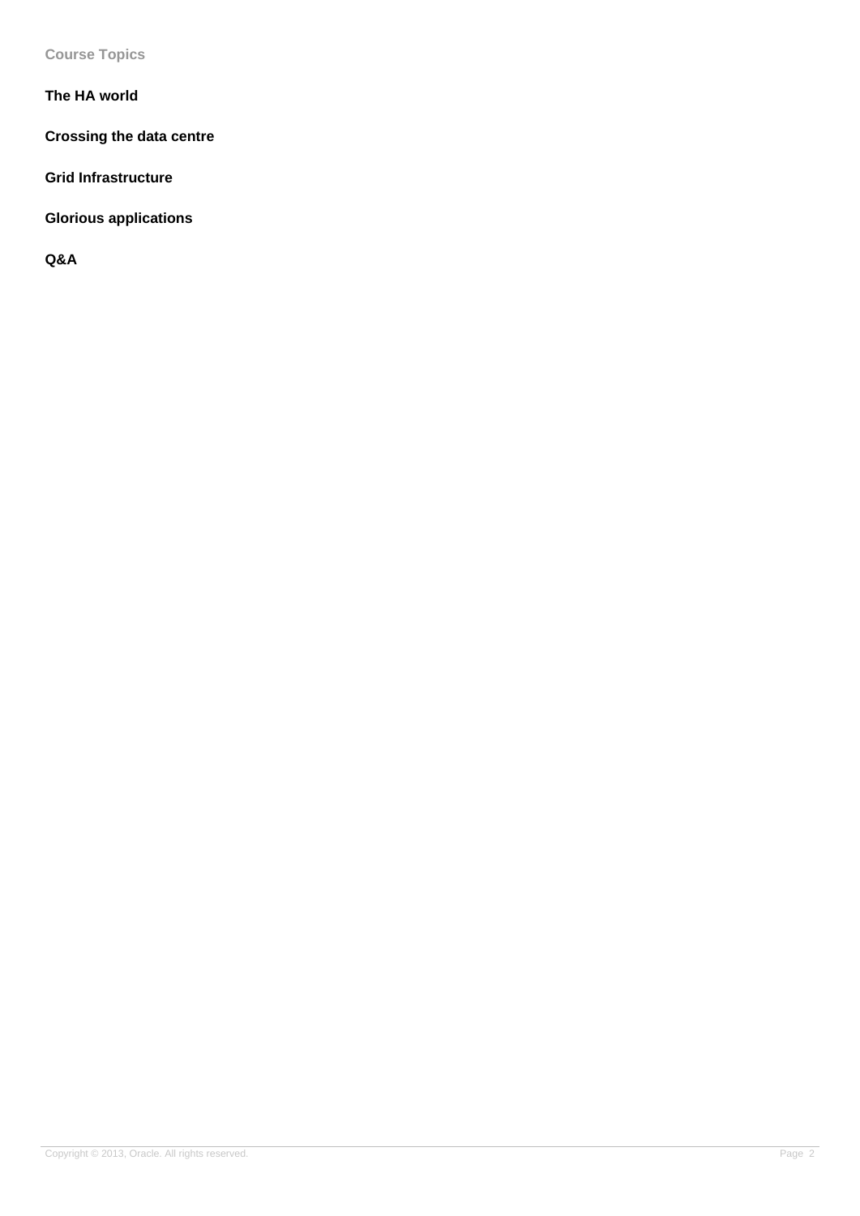**Course Topics**

**The HA world**

**Crossing the data centre**

**Grid Infrastructure**

**Glorious applications**

**Q&A**